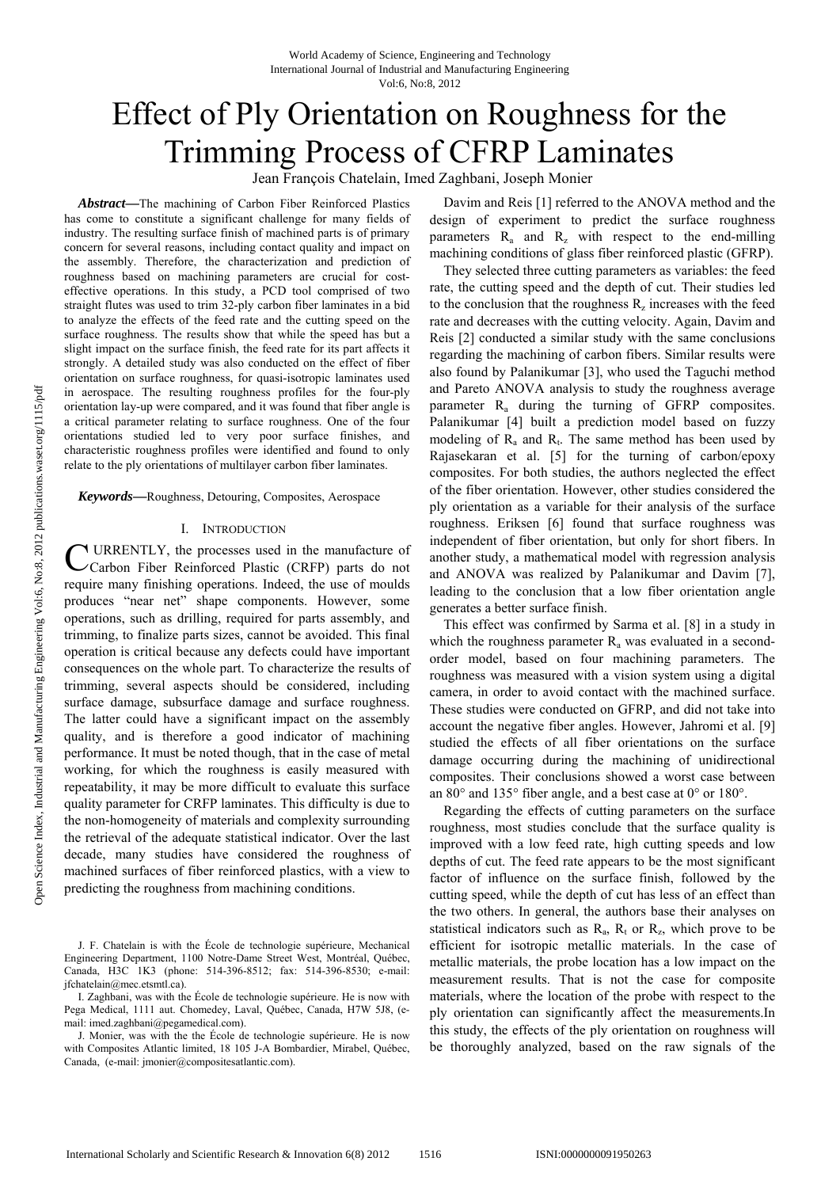# Effect of Ply Orientation on Roughness for the Trimming Process of CFRP Laminates

Jean François Chatelain, Imed Zaghbani, Joseph Monier

***Abstract*—The machining of Carbon Fiber Reinforced Plastics has come to constitute a significant challenge for many fields of industry. The resulting surface finish of machined parts is of primary concern for several reasons, including contact quality and impact on the assembly. Therefore, the characterization and prediction of roughness based on machining parameters are crucial for cost-effective operations. In this study, a PCD tool comprised of two straight flutes was used to trim 32-ply carbon fiber laminates in a bid to analyze the effects of the feed rate and the cutting speed on the surface roughness. The results show that while the speed has but a slight impact on the surface finish, the feed rate for its part affects it strongly. A detailed study was also conducted on the effect of fiber orientation on surface roughness, for quasi-isotropic laminates used in aerospace. The resulting roughness profiles for the four-ply orientation lay-up were compared, and it was found that fiber angle is a critical parameter relating to surface roughness. One of the four orientations studied led to very poor surface finishes, and characteristic roughness profiles were identified and found to only relate to the ply orientations of multilayer carbon fiber laminates.**

***Keywords*—Roughness, Detouring, Composites, Aerospace**

## I. Introduction

CURRENTLY, the processes used in the manufacture of Carbon Fiber Reinforced Plastic (CRFP) parts do not require many finishing operations. Indeed, the use of moulds produces "near net" shape components. However, some operations, such as drilling, required for parts assembly, and trimming, to finalize parts sizes, cannot be avoided. This final operation is critical because any defects could have important consequences on the whole part. To characterize the results of trimming, several aspects should be considered, including surface damage, subsurface damage and surface roughness. The latter could have a significant impact on the assembly quality, and is therefore a good indicator of machining performance. It must be noted though, that in the case of metal working, for which the roughness is easily measured with repeatability, it may be more difficult to evaluate this surface quality parameter for CRFP laminates. This difficulty is due to the non-homogeneity of materials and complexity surrounding the retrieval of the adequate statistical indicator. Over the last decade, many studies have considered the roughness of machined surfaces of fiber reinforced plastics, with a view to predicting the roughness from machining conditions.

Davim and Reis [1] referred to the ANOVA method and the design of experiment to predict the surface roughness parameters $R_a$ and $R_z$ with respect to the end-milling machining conditions of glass fiber reinforced plastic (GFRP).

They selected three cutting parameters as variables: the feed rate, the cutting speed and the depth of cut. Their studies led to the conclusion that the roughness $R_z$ increases with the feed rate and decreases with the cutting velocity. Again, Davim and Reis [2] conducted a similar study with the same conclusions regarding the machining of carbon fibers. Similar results were also found by Palanikumar [3], who used the Taguchi method and Pareto ANOVA analysis to study the roughness average parameter $R_a$ during the turning of GFRP composites. Palanikumar [4] built a prediction model based on fuzzy modeling of $R_a$ and $R_t$. The same method has been used by Rajasekaran et al. [5] for the turning of carbon/epoxy composites. For both studies, the authors neglected the effect of the fiber orientation. However, other studies considered the ply orientation as a variable for their analysis of the surface roughness. Eriksen [6] found that surface roughness was independent of fiber orientation, but only for short fibers. In another study, a mathematical model with regression analysis and ANOVA was realized by Palanikumar and Davim [7], leading to the conclusion that a low fiber orientation angle generates a better surface finish.

This effect was confirmed by Sarma et al. [8] in a study in which the roughness parameter $R_a$ was evaluated in a second-order model, based on four machining parameters. The roughness was measured with a vision system using a digital camera, in order to avoid contact with the machined surface. These studies were conducted on GFRP, and did not take into account the negative fiber angles. However, Jahromi et al. [9] studied the effects of all fiber orientations on the surface damage occurring during the machining of unidirectional composites. Their conclusions showed a worst case between an 80° and 135° fiber angle, and a best case at 0° or 180°.

Regarding the effects of cutting parameters on the surface roughness, most studies conclude that the surface quality is improved with a low feed rate, high cutting speeds and low depths of cut. The feed rate appears to be the most significant factor of influence on the surface finish, followed by the cutting speed, while the depth of cut has less of an effect than the two others. In general, the authors base their analyses on statistical indicators such as $R_a$, $R_t$ or $R_z$, which prove to be efficient for isotropic metallic materials. In the case of metallic materials, the probe location has a low impact on the measurement results. That is not the case for composite materials, where the location of the probe with respect to the ply orientation can significantly affect the measurements.In this study, the effects of the ply orientation on roughness will be thoroughly analyzed, based on the raw signals of the

---

J. F. Chatelain is with the École de technologie supérieure, Mechanical Engineering Department, 1100 Notre-Dame Street West, Montréal, Québec, Canada, H3C 1K3 (phone: 514-396-8512; fax: 514-396-8530; e-mail: jfchatelain@mec.etsmtl.ca).

I. Zaghbani, was with the École de technologie supérieure. He is now with Pega Medical, 1111 aut. Chomedey, Laval, Québec, Canada, H7W 5J8, (e-mail: imed.zaghbani@pegamedical.com).

J. Monier, was with the the École de technologie supérieure. He is now with Composites Atlantic limited, 18 105 J-A Bombardier, Mirabel, Québec, Canada, (e-mail: jmonier@compositesatlantic.com).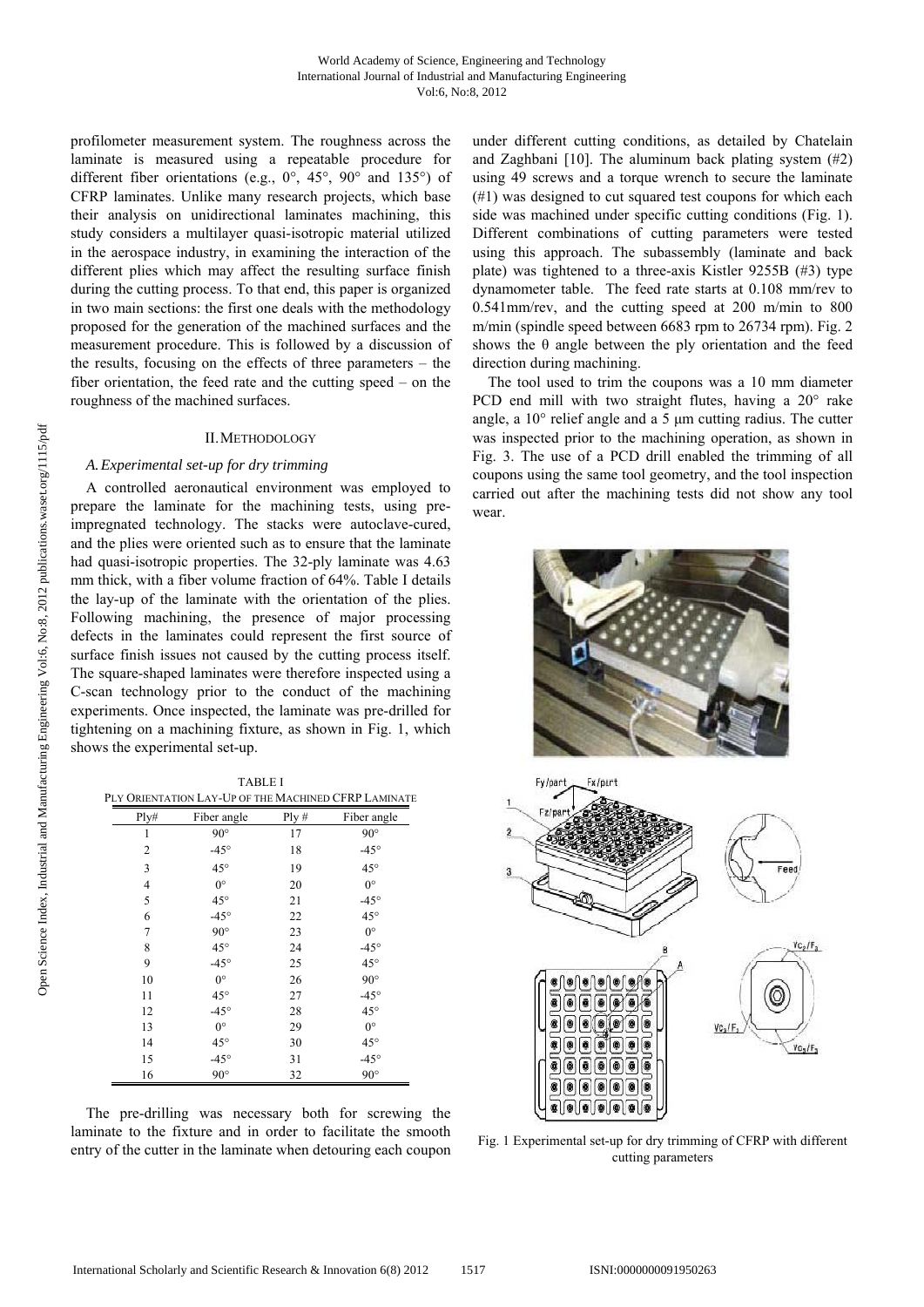profilometer measurement system. The roughness across the laminate is measured using a repeatable procedure for different fiber orientations (e.g., 0°, 45°, 90° and 135°) of CFRP laminates. Unlike many research projects, which base their analysis on unidirectional laminates machining, this study considers a multilayer quasi-isotropic material utilized in the aerospace industry, in examining the interaction of the different plies which may affect the resulting surface finish during the cutting process. To that end, this paper is organized in two main sections: the first one deals with the methodology proposed for the generation of the machined surfaces and the measurement procedure. This is followed by a discussion of the results, focusing on the effects of three parameters – the fiber orientation, the feed rate and the cutting speed – on the roughness of the machined surfaces.

## II. Methodology

### A. Experimental set-up for dry trimming

A controlled aeronautical environment was employed to prepare the laminate for the machining tests, using pre-impregnated technology. The stacks were autoclave-cured, and the plies were oriented such as to ensure that the laminate had quasi-isotropic properties. The 32-ply laminate was 4.63 mm thick, with a fiber volume fraction of 64%. Table I details the lay-up of the laminate with the orientation of the plies. Following machining, the presence of major processing defects in the laminates could represent the first source of surface finish issues not caused by the cutting process itself. The square-shaped laminates were therefore inspected using a C-scan technology prior to the conduct of the machining experiments. Once inspected, the laminate was pre-drilled for tightening on a machining fixture, as shown in Fig. 1, which shows the experimental set-up.

TABLE I
Ply Orientation Lay-Up of the Machined CFRP Laminate

| Ply# | Fiber angle | Ply # | Fiber angle |
|---|---|---|---|
| 1 | 90° | 17 | 90° |
| 2 | -45° | 18 | -45° |
| 3 | 45° | 19 | 45° |
| 4 | 0° | 20 | 0° |
| 5 | 45° | 21 | -45° |
| 6 | -45° | 22 | 45° |
| 7 | 90° | 23 | 0° |
| 8 | 45° | 24 | -45° |
| 9 | -45° | 25 | 45° |
| 10 | 0° | 26 | 90° |
| 11 | 45° | 27 | -45° |
| 12 | -45° | 28 | 45° |
| 13 | 0° | 29 | 0° |
| 14 | 45° | 30 | 45° |
| 15 | -45° | 31 | -45° |
| 16 | 90° | 32 | 90° |

The pre-drilling was necessary both for screwing the laminate to the fixture and in order to facilitate the smooth entry of the cutter in the laminate when detouring each coupon under different cutting conditions, as detailed by Chatelain and Zaghbani [10]. The aluminum back plating system (#2) using 49 screws and a torque wrench to secure the laminate (#1) was designed to cut squared test coupons for which each side was machined under specific cutting conditions (Fig. 1). Different combinations of cutting parameters were tested using this approach. The subassembly (laminate and back plate) was tightened to a three-axis Kistler 9255B (#3) type dynamometer table. The feed rate starts at 0.108 mm/rev to 0.541mm/rev, and the cutting speed at 200 m/min to 800 m/min (spindle speed between 6683 rpm to 26734 rpm). Fig. 2 shows the θ angle between the ply orientation and the feed direction during machining.

The tool used to trim the coupons was a 10 mm diameter PCD end mill with two straight flutes, having a 20° rake angle, a 10° relief angle and a 5 μm cutting radius. The cutter was inspected prior to the machining operation, as shown in Fig. 3. The use of a PCD drill enabled the trimming of all coupons using the same tool geometry, and the tool inspection carried out after the machining tests did not show any tool wear.

Fig. 1 Experimental set-up for dry trimming of CFRP with different cutting parameters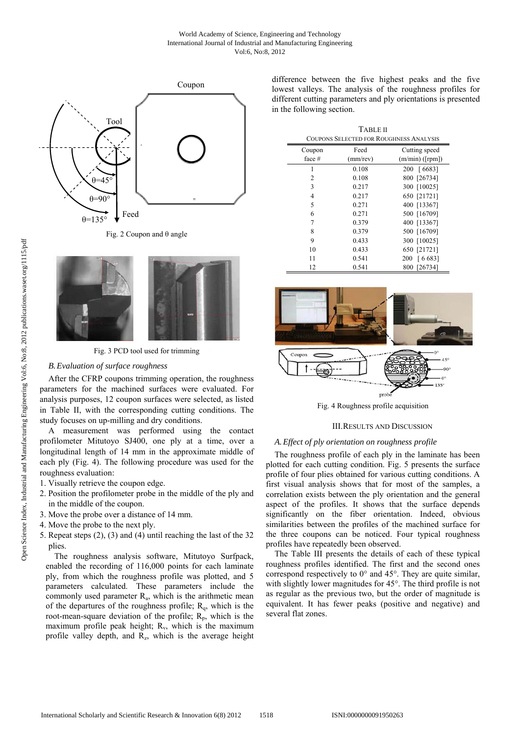Fig. 2 Coupon and θ angle

Fig. 3 PCD tool used for trimming

### B. Evaluation of surface roughness

After the CFRP coupons trimming operation, the roughness parameters for the machined surfaces were evaluated. For analysis purposes, 12 coupon surfaces were selected, as listed in Table II, with the corresponding cutting conditions. The study focuses on up-milling and dry conditions.

A measurement was performed using the contact profilometer Mitutoyo SJ400, one ply at a time, over a longitudinal length of 14 mm in the approximate middle of each ply (Fig. 4). The following procedure was used for the roughness evaluation:

1. Visually retrieve the coupon edge.
2. Position the profilometer probe in the middle of the ply and in the middle of the coupon.
3. Move the probe over a distance of 14 mm.
4. Move the probe to the next ply.
5. Repeat steps (2), (3) and (4) until reaching the last of the 32 plies.

The roughness analysis software, Mitutoyo Surfpack, enabled the recording of 116,000 points for each laminate ply, from which the roughness profile was plotted, and 5 parameters calculated. These parameters include the commonly used parameter $R_a$, which is the arithmetic mean of the departures of the roughness profile; $R_q$, which is the root-mean-square deviation of the profile; $R_p$, which is the maximum profile peak height; $R_v$, which is the maximum profile valley depth, and $R_z$, which is the average height difference between the five highest peaks and the five lowest valleys. The analysis of the roughness profiles for different cutting parameters and ply orientations is presented in the following section.

TABLE II
COUPONS SELECTED FOR ROUGHNESS ANALYSIS

| Coupon face # | Feed (mm/rev) | Cutting speed (m/min) ([rpm]) |
|---|---|---|
| 1 | 0.108 | 200 [6683] |
| 2 | 0.108 | 800 [26734] |
| 3 | 0.217 | 300 [10025] |
| 4 | 0.217 | 650 [21721] |
| 5 | 0.271 | 400 [13367] |
| 6 | 0.271 | 500 [16709] |
| 7 | 0.379 | 400 [13367] |
| 8 | 0.379 | 500 [16709] |
| 9 | 0.433 | 300 [10025] |
| 10 | 0.433 | 650 [21721] |
| 11 | 0.541 | 200 [6 683] |
| 12 | 0.541 | 800 [26734] |

Fig. 4 Roughness profile acquisition

## III. RESULTS AND DISCUSSION

### A. Effect of ply orientation on roughness profile

The roughness profile of each ply in the laminate has been plotted for each cutting condition. Fig. 5 presents the surface profile of four plies obtained for various cutting conditions. A first visual analysis shows that for most of the samples, a correlation exists between the ply orientation and the general aspect of the profiles. It shows that the surface depends significantly on the fiber orientation. Indeed, obvious similarities between the profiles of the machined surface for the three coupons can be noticed. Four typical roughness profiles have repeatedly been observed.

The Table III presents the details of each of these typical roughness profiles identified. The first and the second ones correspond respectively to 0° and 45°. They are quite similar, with slightly lower magnitudes for 45°. The third profile is not as regular as the previous two, but the order of magnitude is equivalent. It has fewer peaks (positive and negative) and several flat zones.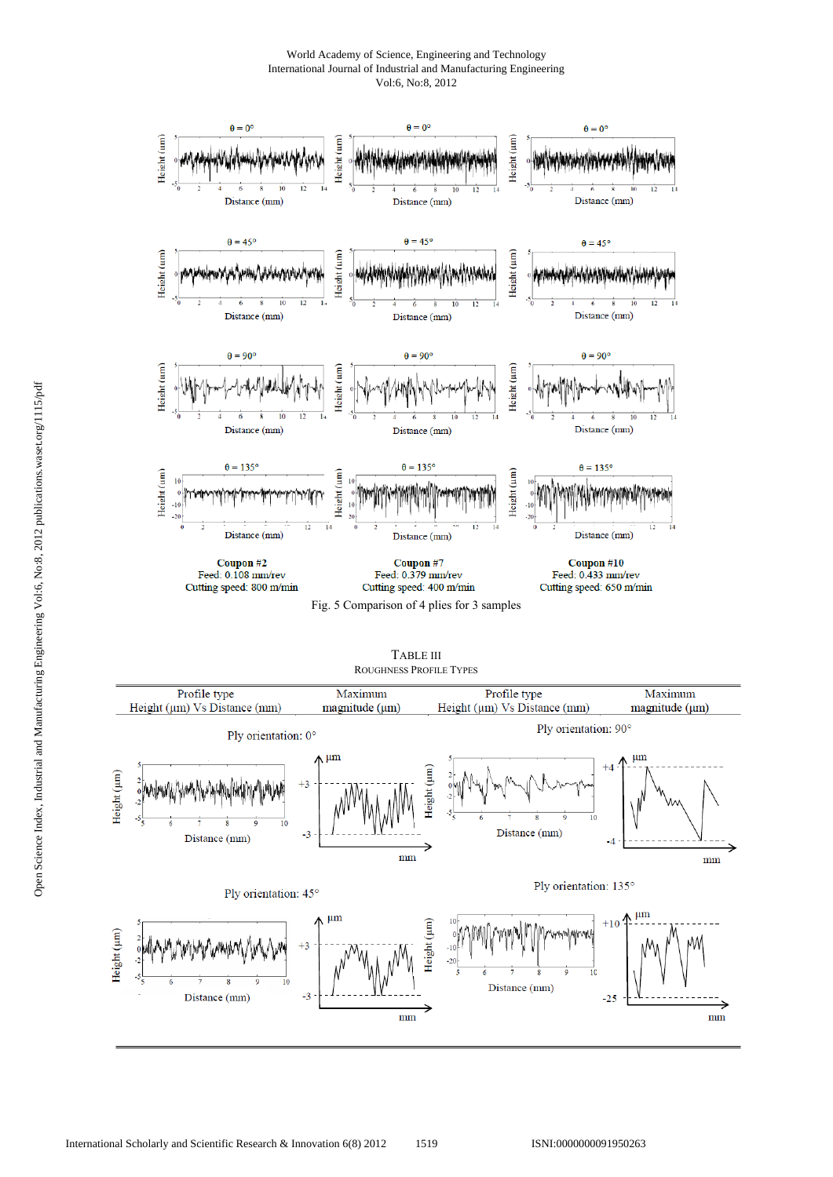Coupon #2
Feed: 0.108 mm/rev
Cutting speed: 800 m/min

Coupon #7
Feed: 0.379 mm/rev
Cutting speed: 400 m/min

Coupon #10
Feed: 0.433 mm/rev
Cutting speed: 650 m/min

Fig. 5 Comparison of 4 plies for 3 samples

TABLE III
ROUGHNESS PROFILE TYPES

| Profile type Height (μm) Vs Distance (mm) | Maximum magnitude (μm) | Profile type Height (μm) Vs Distance (mm) | Maximum magnitude (μm) |
|---|---|---|---|
| Ply orientation: 0° | +3 / -3 | Ply orientation: 90° | +4 / -4 |
| Ply orientation: 45° | +3 / -3 | Ply orientation: 135° | +10 / -25 |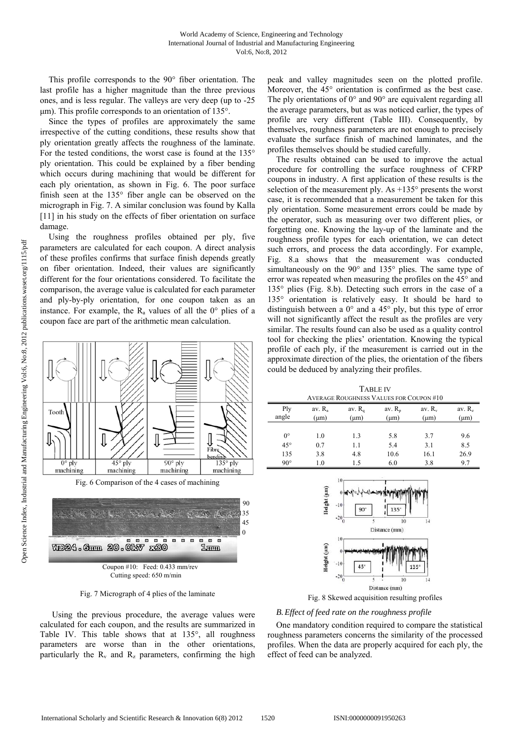This profile corresponds to the 90° fiber orientation. The last profile has a higher magnitude than the three previous ones, and is less regular. The valleys are very deep (up to -25 µm). This profile corresponds to an orientation of 135°.

Since the types of profiles are approximately the same irrespective of the cutting conditions, these results show that ply orientation greatly affects the roughness of the laminate. For the tested conditions, the worst case is found at the 135° ply orientation. This could be explained by a fiber bending which occurs during machining that would be different for each ply orientation, as shown in Fig. 6. The poor surface finish seen at the 135° fiber angle can be observed on the micrograph in Fig. 7. A similar conclusion was found by Kalla [11] in his study on the effects of fiber orientation on surface damage.

Using the roughness profiles obtained per ply, five parameters are calculated for each coupon. A direct analysis of these profiles confirms that surface finish depends greatly on fiber orientation. Indeed, their values are significantly different for the four orientations considered. To facilitate the comparison, the average value is calculated for each parameter and ply-by-ply orientation, for one coupon taken as an instance. For example, the $R_a$ values of all the 0° plies of a coupon face are part of the arithmetic mean calculation.

Fig. 6 Comparison of the 4 cases of machining

Coupon #10: Feed: 0.433 mm/rev
Cutting speed: 650 m/min

Fig. 7 Micrograph of 4 plies of the laminate

Using the previous procedure, the average values were calculated for each coupon, and the results are summarized in Table IV. This table shows that at 135°, all roughness parameters are worse than in the other orientations, particularly the $R_v$ and $R_z$ parameters, confirming the high peak and valley magnitudes seen on the plotted profile. Moreover, the 45° orientation is confirmed as the best case. The ply orientations of 0° and 90° are equivalent regarding all the average parameters, but as was noticed earlier, the types of profile are very different (Table III). Consequently, by themselves, roughness parameters are not enough to precisely evaluate the surface finish of machined laminates, and the profiles themselves should be studied carefully.

The results obtained can be used to improve the actual procedure for controlling the surface roughness of CFRP coupons in industry. A first application of these results is the selection of the measurement ply. As +135° presents the worst case, it is recommended that a measurement be taken for this ply orientation. Some measurement errors could be made by the operator, such as measuring over two different plies, or forgetting one. Knowing the lay-up of the laminate and the roughness profile types for each orientation, we can detect such errors, and process the data accordingly. For example, Fig. 8.a shows that the measurement was conducted simultaneously on the 90° and 135° plies. The same type of error was repeated when measuring the profiles on the 45° and 135° plies (Fig. 8.b). Detecting such errors in the case of a 135° orientation is relatively easy. It should be hard to distinguish between a 0° and a 45° ply, but this type of error will not significantly affect the result as the profiles are very similar. The results found can also be used as a quality control tool for checking the plies' orientation. Knowing the typical profile of each ply, if the measurement is carried out in the approximate direction of the plies, the orientation of the fibers could be deduced by analyzing their profiles.

TABLE IV
AVERAGE ROUGHNESS VALUES FOR COUPON #10

| Ply angle | av. $R_a$ (µm) | av. $R_q$ (µm) | av. $R_p$ (µm) | av. $R_v$ (µm) | av. $R_z$ (µm) |
|---|---|---|---|---|---|
| 0° | 1.0 | 1.3 | 5.8 | 3.7 | 9.6 |
| 45° | 0.7 | 1.1 | 5.4 | 3.1 | 8.5 |
| 135 | 3.8 | 4.8 | 10.6 | 16.1 | 26.9 |
| 90° | 1.0 | 1.5 | 6.0 | 3.8 | 9.7 |

Fig. 8 Skewed acquisition resulting profiles

### B. Effect of feed rate on the roughness profile

One mandatory condition required to compare the statistical roughness parameters concerns the similarity of the processed profiles. When the data are properly acquired for each ply, the effect of feed can be analyzed.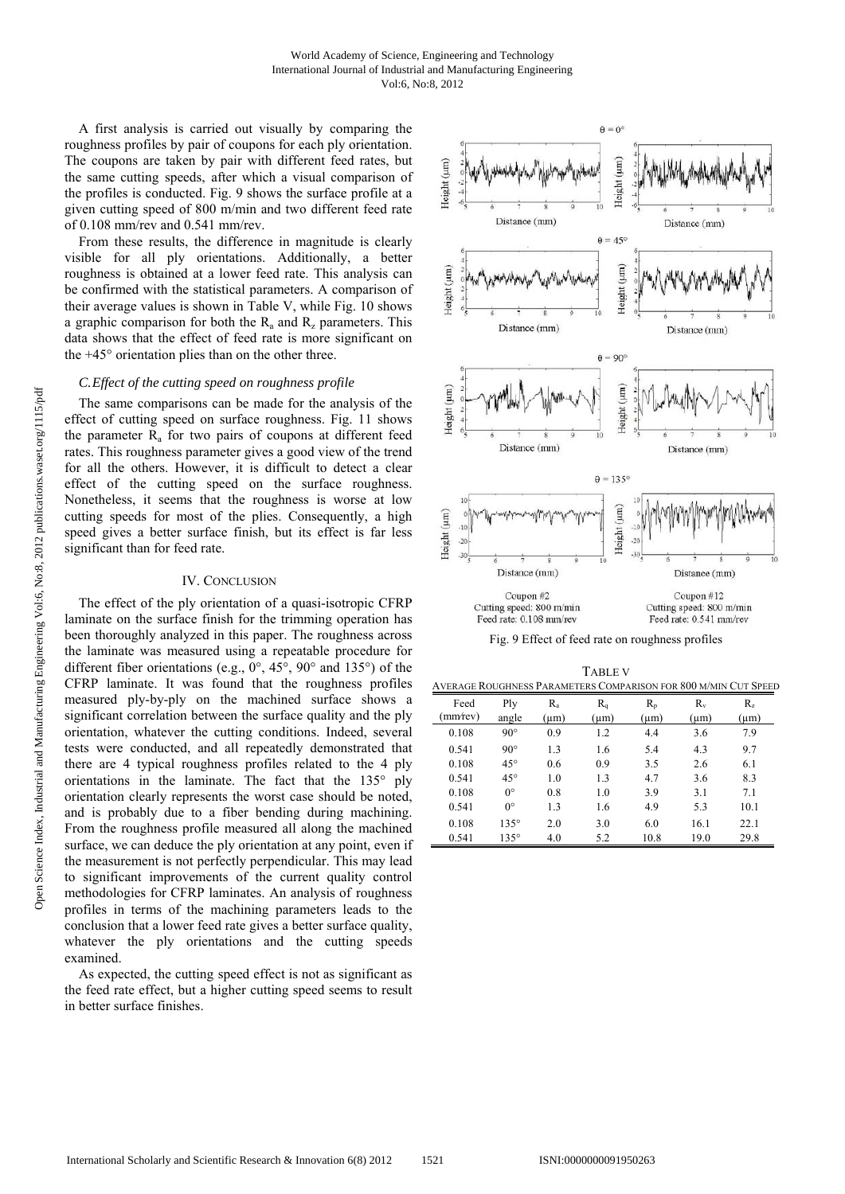A first analysis is carried out visually by comparing the roughness profiles by pair of coupons for each ply orientation. The coupons are taken by pair with different feed rates, but the same cutting speeds, after which a visual comparison of the profiles is conducted. Fig. 9 shows the surface profile at a given cutting speed of 800 m/min and two different feed rate of 0.108 mm/rev and 0.541 mm/rev.

From these results, the difference in magnitude is clearly visible for all ply orientations. Additionally, a better roughness is obtained at a lower feed rate. This analysis can be confirmed with the statistical parameters. A comparison of their average values is shown in Table V, while Fig. 10 shows a graphic comparison for both the $R_a$ and $R_z$ parameters. This data shows that the effect of feed rate is more significant on the +45° orientation plies than on the other three.

### *C. Effect of the cutting speed on roughness profile*

The same comparisons can be made for the analysis of the effect of cutting speed on surface roughness. Fig. 11 shows the parameter $R_a$ for two pairs of coupons at different feed rates. This roughness parameter gives a good view of the trend for all the others. However, it is difficult to detect a clear effect of the cutting speed on the surface roughness. Nonetheless, it seems that the roughness is worse at low cutting speeds for most of the plies. Consequently, a high speed gives a better surface finish, but its effect is far less significant than for feed rate.

## IV. Conclusion

The effect of the ply orientation of a quasi-isotropic CFRP laminate on the surface finish for the trimming operation has been thoroughly analyzed in this paper. The roughness across the laminate was measured using a repeatable procedure for different fiber orientations (e.g., 0°, 45°, 90° and 135°) of the CFRP laminate. It was found that the roughness profiles measured ply-by-ply on the machined surface shows a significant correlation between the surface quality and the ply orientation, whatever the cutting conditions. Indeed, several tests were conducted, and all repeatedly demonstrated that there are 4 typical roughness profiles related to the 4 ply orientations in the laminate. The fact that the 135° ply orientation clearly represents the worst case should be noted, and is probably due to a fiber bending during machining. From the roughness profile measured all along the machined surface, we can deduce the ply orientation at any point, even if the measurement is not perfectly perpendicular. This may lead to significant improvements of the current quality control methodologies for CFRP laminates. An analysis of roughness profiles in terms of the machining parameters leads to the conclusion that a lower feed rate gives a better surface quality, whatever the ply orientations and the cutting speeds examined.

As expected, the cutting speed effect is not as significant as the feed rate effect, but a higher cutting speed seems to result in better surface finishes.

Coupon #2
Cutting speed: 800 m/min
Feed rate: 0.108 mm/rev

Coupon #12
Cutting speed: 800 m/min
Feed rate: 0.541 mm/rev

Fig. 9 Effect of feed rate on roughness profiles

TABLE V
AVERAGE ROUGHNESS PARAMETERS COMPARISON FOR 800 M/MIN CUT SPEED

| Feed (mm/rev) | Ply angle | $R_a$ (μm) | $R_q$ (μm) | $R_p$ (μm) | $R_v$ (μm) | $R_z$ (μm) |
|---|---|---|---|---|---|---|
| 0.108 | 90° | 0.9 | 1.2 | 4.4 | 3.6 | 7.9 |
| 0.541 | 90° | 1.3 | 1.6 | 5.4 | 4.3 | 9.7 |
| 0.108 | 45° | 0.6 | 0.9 | 3.5 | 2.6 | 6.1 |
| 0.541 | 45° | 1.0 | 1.3 | 4.7 | 3.6 | 8.3 |
| 0.108 | 0° | 0.8 | 1.0 | 3.9 | 3.1 | 7.1 |
| 0.541 | 0° | 1.3 | 1.6 | 4.9 | 5.3 | 10.1 |
| 0.108 | 135° | 2.0 | 3.0 | 6.0 | 16.1 | 22.1 |
| 0.541 | 135° | 4.0 | 5.2 | 10.8 | 19.0 | 29.8 |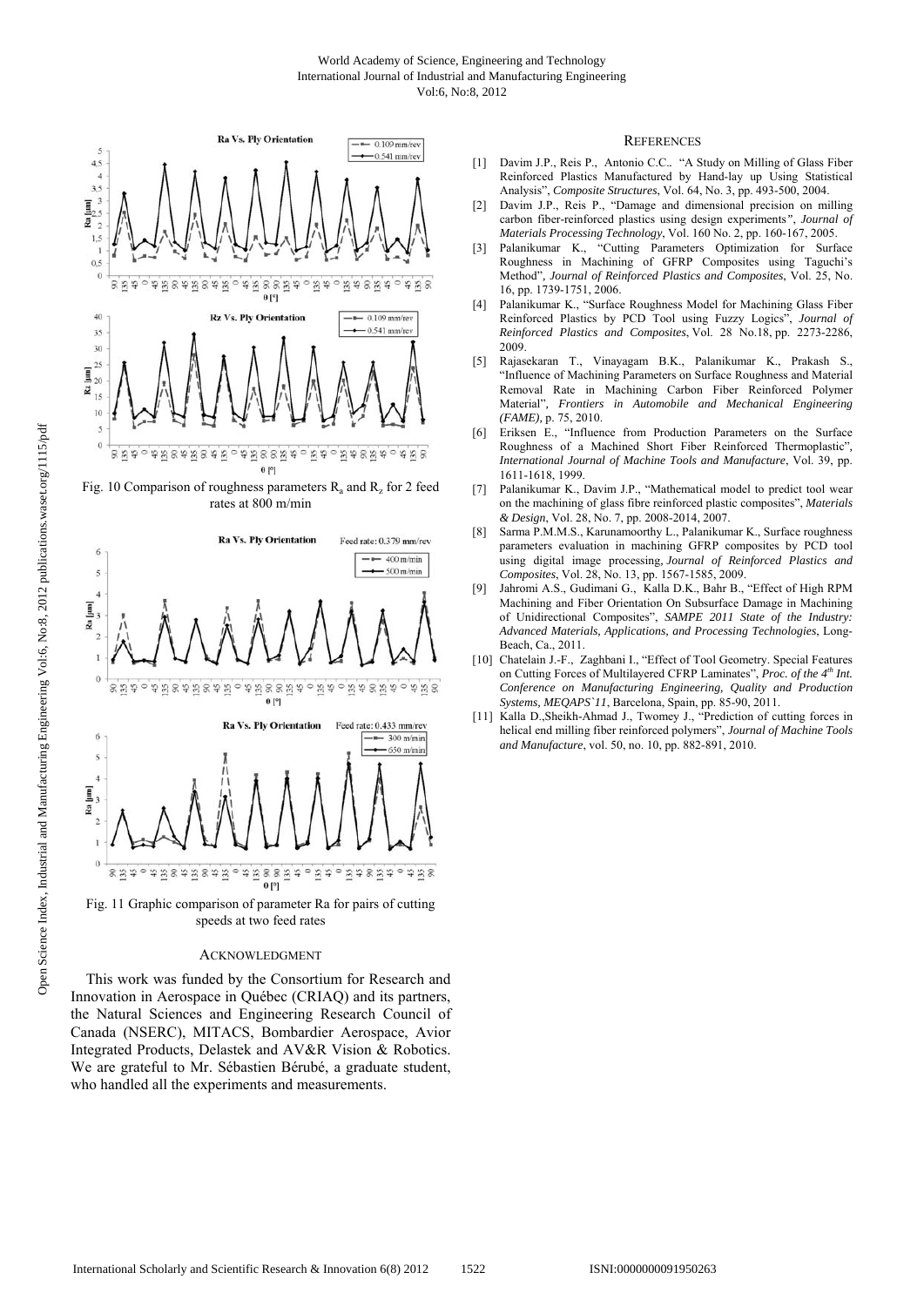Ra Vs. Ply Orientation

0.109 mm/rev
0.541 mm/rev

Ra [μm]

θ [°]

Rz Vs. Ply Orientation

0.109 mm/rev
0.541 mm/rev

Rz [μm]

θ [°]

Fig. 10 Comparison of roughness parameters $R_a$ and $R_z$ for 2 feed rates at 800 m/min

Ra Vs. Ply Orientation

Feed rate: 0.379 mm/rev

400 m/min
500 m/min

Ra [μm]

θ [°]

Ra Vs. Ply Orientation

Feed rate: 0.433 mm/rev

300 m/min
650 m/min

Ra [μm]

θ [°]

Fig. 11 Graphic comparison of parameter Ra for pairs of cutting speeds at two feed rates

## ACKNOWLEDGMENT

This work was funded by the Consortium for Research and Innovation in Aerospace in Québec (CRIAQ) and its partners, the Natural Sciences and Engineering Research Council of Canada (NSERC), MITACS, Bombardier Aerospace, Avior Integrated Products, Delastek and AV&R Vision & Robotics. We are grateful to Mr. Sébastien Bérubé, a graduate student, who handled all the experiments and measurements.

## REFERENCES

[1] Davim J.P., Reis P., Antonio C.C.. "A Study on Milling of Glass Fiber Reinforced Plastics Manufactured by Hand-lay up Using Statistical Analysis", *Composite Structures*, Vol. 64, No. 3, pp. 493-500, 2004.

[2] Davim J.P., Reis P., "Damage and dimensional precision on milling carbon fiber-reinforced plastics using design experiments", *Journal of Materials Processing Technology*, Vol. 160 No. 2, pp. 160-167, 2005.

[3] Palanikumar K., "Cutting Parameters Optimization for Surface Roughness in Machining of GFRP Composites using Taguchi's Method", *Journal of Reinforced Plastics and Composites*, Vol. 25, No. 16, pp. 1739-1751, 2006.

[4] Palanikumar K., "Surface Roughness Model for Machining Glass Fiber Reinforced Plastics by PCD Tool using Fuzzy Logics", *Journal of Reinforced Plastics and Composites*, Vol. 28 No.18, pp. 2273-2286, 2009.

[5] Rajasekaran T., Vinayagam B.K., Palanikumar K., Prakash S., "Influence of Machining Parameters on Surface Roughness and Material Removal Rate in Machining Carbon Fiber Reinforced Polymer Material", *Frontiers in Automobile and Mechanical Engineering (FAME)*, p. 75, 2010.

[6] Eriksen E., "Influence from Production Parameters on the Surface Roughness of a Machined Short Fiber Reinforced Thermoplastic", *International Journal of Machine Tools and Manufacture*, Vol. 39, pp. 1611-1618, 1999.

[7] Palanikumar K., Davim J.P., "Mathematical model to predict tool wear on the machining of glass fibre reinforced plastic composites", *Materials & Design*, Vol. 28, No. 7, pp. 2008-2014, 2007.

[8] Sarma P.M.M.S., Karunamoorthy L., Palanikumar K., Surface roughness parameters evaluation in machining GFRP composites by PCD tool using digital image processing, *Journal of Reinforced Plastics and Composites*, Vol. 28, No. 13, pp. 1567-1585, 2009.

[9] Jahromi A.S., Gudimani G., Kalla D.K., Bahr B., "Effect of High RPM Machining and Fiber Orientation On Subsurface Damage in Machining of Unidirectional Composites", *SAMPE 2011 State of the Industry: Advanced Materials, Applications, and Processing Technologies*, Long-Beach, Ca., 2011.

[10] Chatelain J.-F., Zaghbani I., "Effect of Tool Geometry. Special Features on Cutting Forces of Multilayered CFRP Laminates", *Proc. of the 4th Int. Conference on Manufacturing Engineering, Quality and Production Systems, MEQAPS`11*, Barcelona, Spain, pp. 85-90, 2011.

[11] Kalla D.,Sheikh-Ahmad J., Twomey J., "Prediction of cutting forces in helical end milling fiber reinforced polymers", *Journal of Machine Tools and Manufacture*, vol. 50, no. 10, pp. 882-891, 2010.